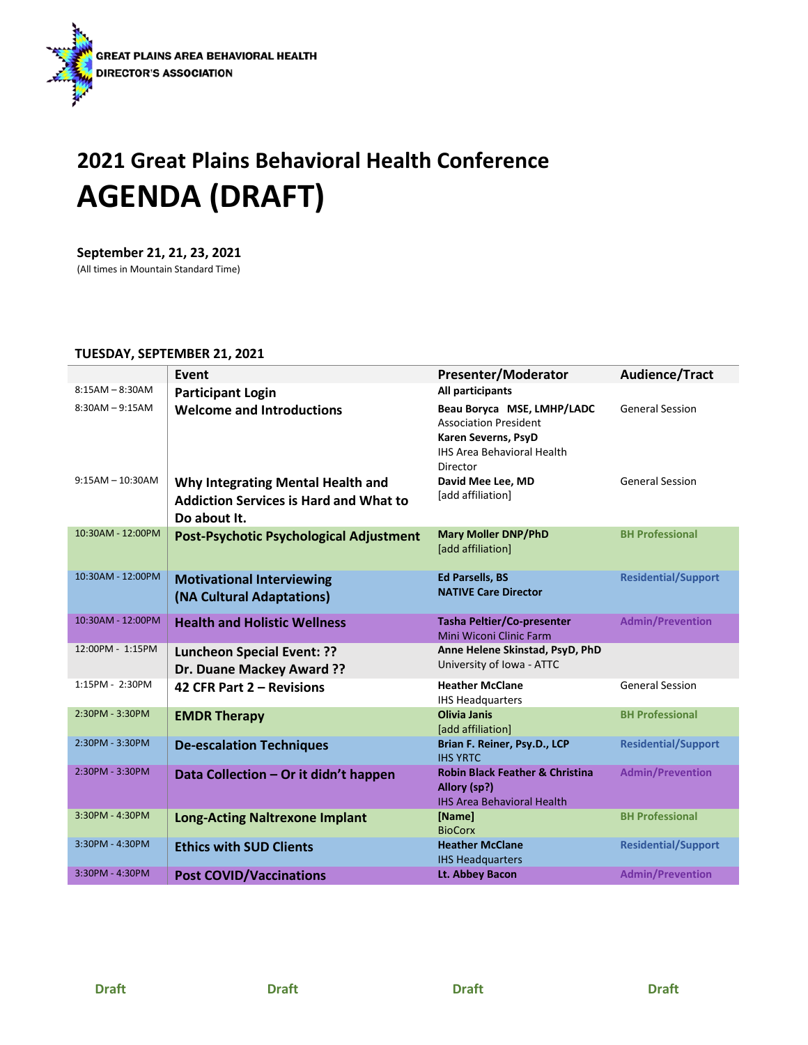GREAT PLAINS AREA BEHAVIORAL HEALTH DIRECTOR'S ASSOCIATION

# 2021 Great Plains Behavioral Health Conference
# AGENDA (DRAFT)

**September 21, 21, 23, 2021**
(All times in Mountain Standard Time)

**TUESDAY, SEPTEMBER 21, 2021**

| | Event | Presenter/Moderator | Audience/Tract |
|---|---|---|---|
| 8:15AM – 8:30AM | **Participant Login** | **All participants** | |
| 8:30AM – 9:15AM | **Welcome and Introductions** | **Beau Boryca MSE, LMHP/LADC** Association President **Karen Severns, PsyD** IHS Area Behavioral Health Director | General Session |
| 9:15AM – 10:30AM | **Why Integrating Mental Health and Addiction Services is Hard and What to Do about It.** | **David Mee Lee, MD** [add affiliation] | General Session |
| 10:30AM - 12:00PM | **Post-Psychotic Psychological Adjustment** | **Mary Moller DNP/PhD** [add affiliation] | **BH Professional** |
| 10:30AM - 12:00PM | **Motivational Interviewing (NA Cultural Adaptations)** | **Ed Parsells, BS NATIVE Care Director** | **Residential/Support** |
| 10:30AM - 12:00PM | **Health and Holistic Wellness** | **Tasha Peltier/Co-presenter** Mini Wiconi Clinic Farm | **Admin/Prevention** |
| 12:00PM - 1:15PM | **Luncheon Special Event: ?? Dr. Duane Mackey Award ??** | **Anne Helene Skinstad, PsyD, PhD** University of Iowa - ATTC | |
| 1:15PM - 2:30PM | **42 CFR Part 2 – Revisions** | **Heather McClane** IHS Headquarters | General Session |
| 2:30PM - 3:30PM | **EMDR Therapy** | **Olivia Janis** [add affiliation] | **BH Professional** |
| 2:30PM - 3:30PM | **De-escalation Techniques** | **Brian F. Reiner, Psy.D., LCP** IHS YRTC | **Residential/Support** |
| 2:30PM - 3:30PM | **Data Collection – Or it didn't happen** | **Robin Black Feather & Christina Allory (sp?)** IHS Area Behavioral Health | **Admin/Prevention** |
| 3:30PM - 4:30PM | **Long-Acting Naltrexone Implant** | **[Name]** BioCorx | **BH Professional** |
| 3:30PM - 4:30PM | **Ethics with SUD Clients** | **Heather McClane** IHS Headquarters | **Residential/Support** |
| 3:30PM - 4:30PM | **Post COVID/Vaccinations** | **Lt. Abbey Bacon** | **Admin/Prevention** |

Draft Draft Draft Draft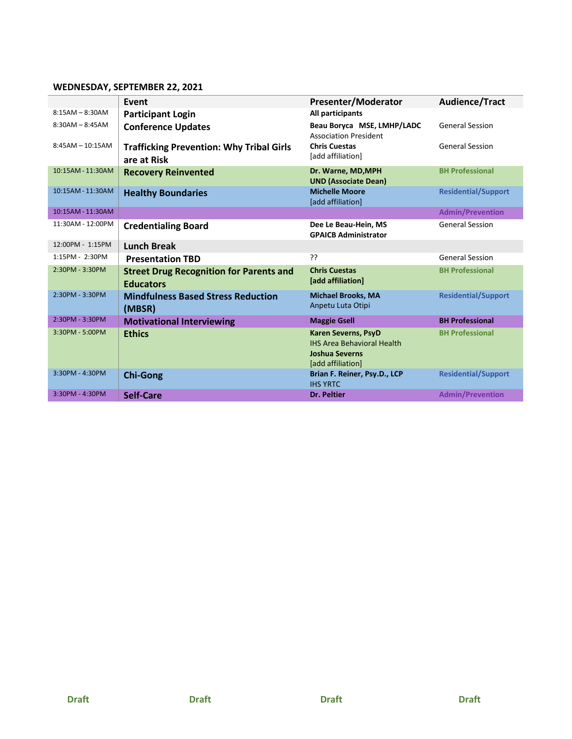**WEDNESDAY, SEPTEMBER 22, 2021**

| | Event | Presenter/Moderator | Audience/Tract |
|---|---|---|---|
| 8:15AM – 8:30AM | **Participant Login** | **All participants** | |
| 8:30AM – 8:45AM | **Conference Updates** | **Beau Boryca MSE, LMHP/LADC**<br>Association President | General Session |
| 8:45AM – 10:15AM | **Trafficking Prevention: Why Tribal Girls are at Risk** | **Chris Cuestas**<br>[add affiliation] | General Session |
| 10:15AM - 11:30AM | **Recovery Reinvented** | **Dr. Warne, MD,MPH**<br>**UND (Associate Dean)** | **BH Professional** |
| 10:15AM - 11:30AM | **Healthy Boundaries** | **Michelle Moore**<br>[add affiliation] | **Residential/Support** |
| 10:15AM - 11:30AM | | | **Admin/Prevention** |
| 11:30AM - 12:00PM | **Credentialing Board** | **Dee Le Beau-Hein, MS**<br>**GPAICB Administrator** | General Session |
| 12:00PM - 1:15PM | **Lunch Break** | | |
| 1:15PM - 2:30PM | **Presentation TBD** | ?? | General Session |
| 2:30PM - 3:30PM | **Street Drug Recognition for Parents and Educators** | **Chris Cuestas**<br>**[add affiliation]** | **BH Professional** |
| 2:30PM - 3:30PM | **Mindfulness Based Stress Reduction (MBSR)** | **Michael Brooks, MA**<br>Anpetu Luta Otipi | **Residential/Support** |
| 2:30PM - 3:30PM | **Motivational Interviewing** | **Maggie Gsell** | **BH Professional** |
| 3:30PM - 5:00PM | **Ethics** | **Karen Severns, PsyD**<br>IHS Area Behavioral Health<br>**Joshua Severns**<br>[add affiliation] | **BH Professional** |
| 3:30PM - 4:30PM | **Chi-Gong** | **Brian F. Reiner, Psy.D., LCP**<br>IHS YRTC | **Residential/Support** |
| 3:30PM - 4:30PM | **Self-Care** | **Dr. Peltier** | **Admin/Prevention** |

**Draft** **Draft** **Draft** **Draft**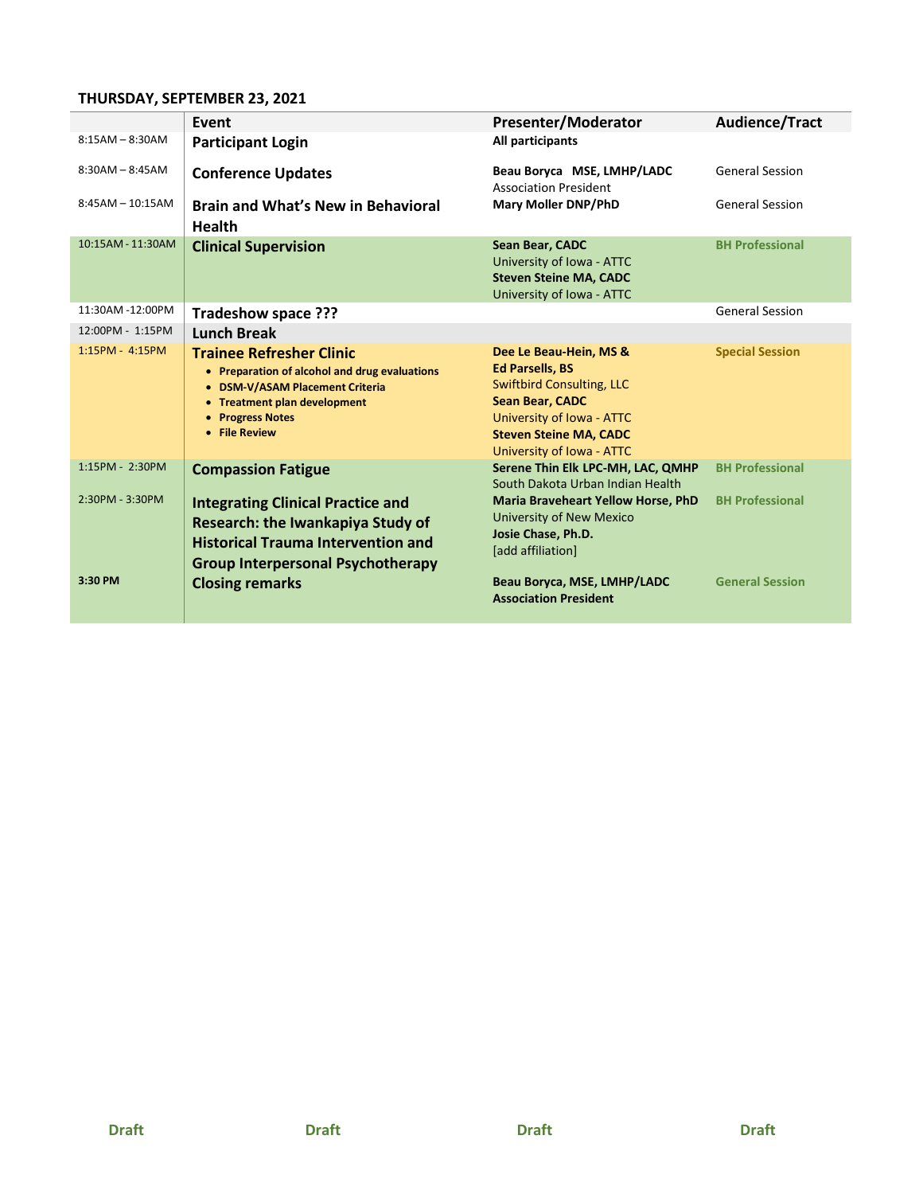**THURSDAY, SEPTEMBER 23, 2021**

| | Event | Presenter/Moderator | Audience/Tract |
|---|---|---|---|
| 8:15AM – 8:30AM | **Participant Login** | **All participants** | |
| 8:30AM – 8:45AM | **Conference Updates** | **Beau Boryca MSE, LMHP/LADC** Association President | General Session |
| 8:45AM – 10:15AM | **Brain and What's New in Behavioral Health** | **Mary Moller DNP/PhD** | General Session |
| 10:15AM - 11:30AM | **Clinical Supervision** | **Sean Bear, CADC** University of Iowa - ATTC **Steven Steine MA, CADC** University of Iowa - ATTC | **BH Professional** |
| 11:30AM -12:00PM | **Tradeshow space ???** | | General Session |
| 12:00PM - 1:15PM | **Lunch Break** | | |
| 1:15PM - 4:15PM | **Trainee Refresher Clinic** <br>• **Preparation of alcohol and drug evaluations** <br>• **DSM-V/ASAM Placement Criteria** <br>• **Treatment plan development** <br>• **Progress Notes** <br>• **File Review** | **Dee Le Beau-Hein, MS &** **Ed Parsells, BS** Swiftbird Consulting, LLC **Sean Bear, CADC** University of Iowa - ATTC **Steven Steine MA, CADC** University of Iowa - ATTC | **Special Session** |
| 1:15PM - 2:30PM | **Compassion Fatigue** | **Serene Thin Elk LPC-MH, LAC, QMHP** South Dakota Urban Indian Health | **BH Professional** |
| 2:30PM - 3:30PM | **Integrating Clinical Practice and Research: the Iwankapiya Study of Historical Trauma Intervention and Group Interpersonal Psychotherapy** | **Maria Braveheart Yellow Horse, PhD** University of New Mexico **Josie Chase, Ph.D.** [add affiliation] | **BH Professional** |
| **3:30 PM** | **Closing remarks** | **Beau Boryca, MSE, LMHP/LADC** **Association President** | **General Session** |

**Draft** **Draft** **Draft** **Draft**